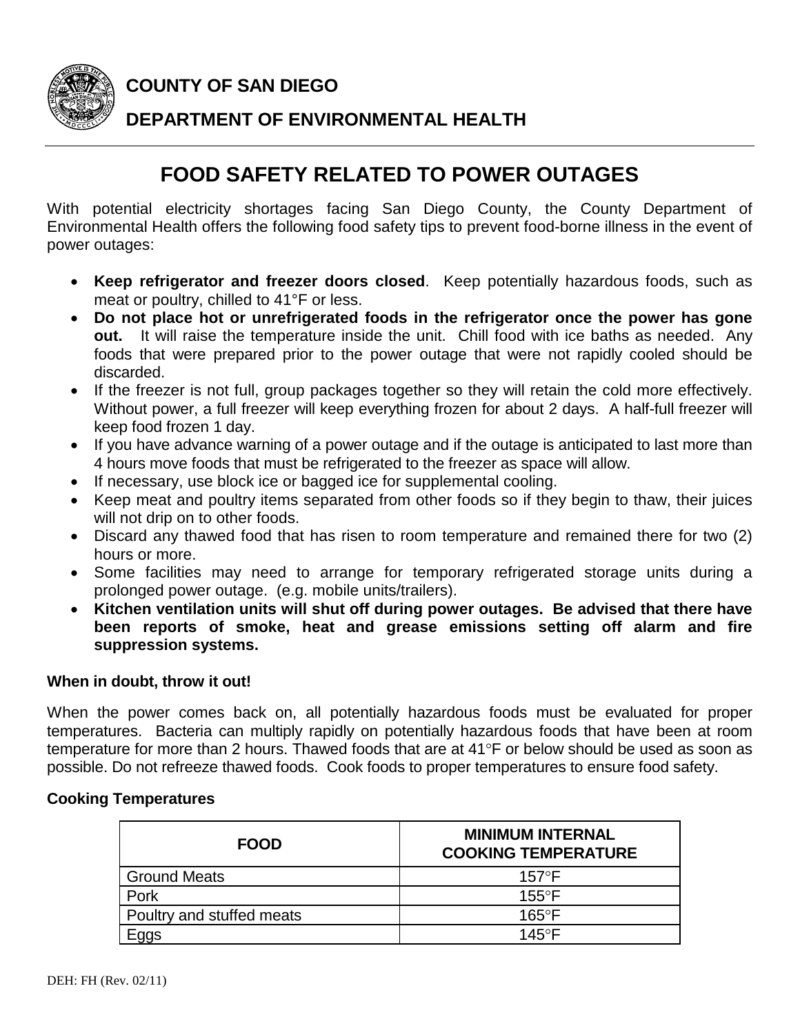**COUNTY OF SAN DIEGO**

**DEPARTMENT OF ENVIRONMENTAL HEALTH**

# FOOD SAFETY RELATED TO POWER OUTAGES

With potential electricity shortages facing San Diego County, the County Department of Environmental Health offers the following food safety tips to prevent food-borne illness in the event of power outages:

- **Keep refrigerator and freezer doors closed**. Keep potentially hazardous foods, such as meat or poultry, chilled to 41°F or less.
- **Do not place hot or unrefrigerated foods in the refrigerator once the power has gone out.** It will raise the temperature inside the unit. Chill food with ice baths as needed. Any foods that were prepared prior to the power outage that were not rapidly cooled should be discarded.
- If the freezer is not full, group packages together so they will retain the cold more effectively. Without power, a full freezer will keep everything frozen for about 2 days. A half-full freezer will keep food frozen 1 day.
- If you have advance warning of a power outage and if the outage is anticipated to last more than 4 hours move foods that must be refrigerated to the freezer as space will allow.
- If necessary, use block ice or bagged ice for supplemental cooling.
- Keep meat and poultry items separated from other foods so if they begin to thaw, their juices will not drip on to other foods.
- Discard any thawed food that has risen to room temperature and remained there for two (2) hours or more.
- Some facilities may need to arrange for temporary refrigerated storage units during a prolonged power outage. (e.g. mobile units/trailers).
- **Kitchen ventilation units will shut off during power outages. Be advised that there have been reports of smoke, heat and grease emissions setting off alarm and fire suppression systems.**

**When in doubt, throw it out!**

When the power comes back on, all potentially hazardous foods must be evaluated for proper temperatures. Bacteria can multiply rapidly on potentially hazardous foods that have been at room temperature for more than 2 hours. Thawed foods that are at 41°F or below should be used as soon as possible. Do not refreeze thawed foods. Cook foods to proper temperatures to ensure food safety.

**Cooking Temperatures**

| FOOD | MINIMUM INTERNAL COOKING TEMPERATURE |
|---|---|
| Ground Meats | 157°F |
| Pork | 155°F |
| Poultry and stuffed meats | 165°F |
| Eggs | 145°F |

DEH: FH (Rev. 02/11)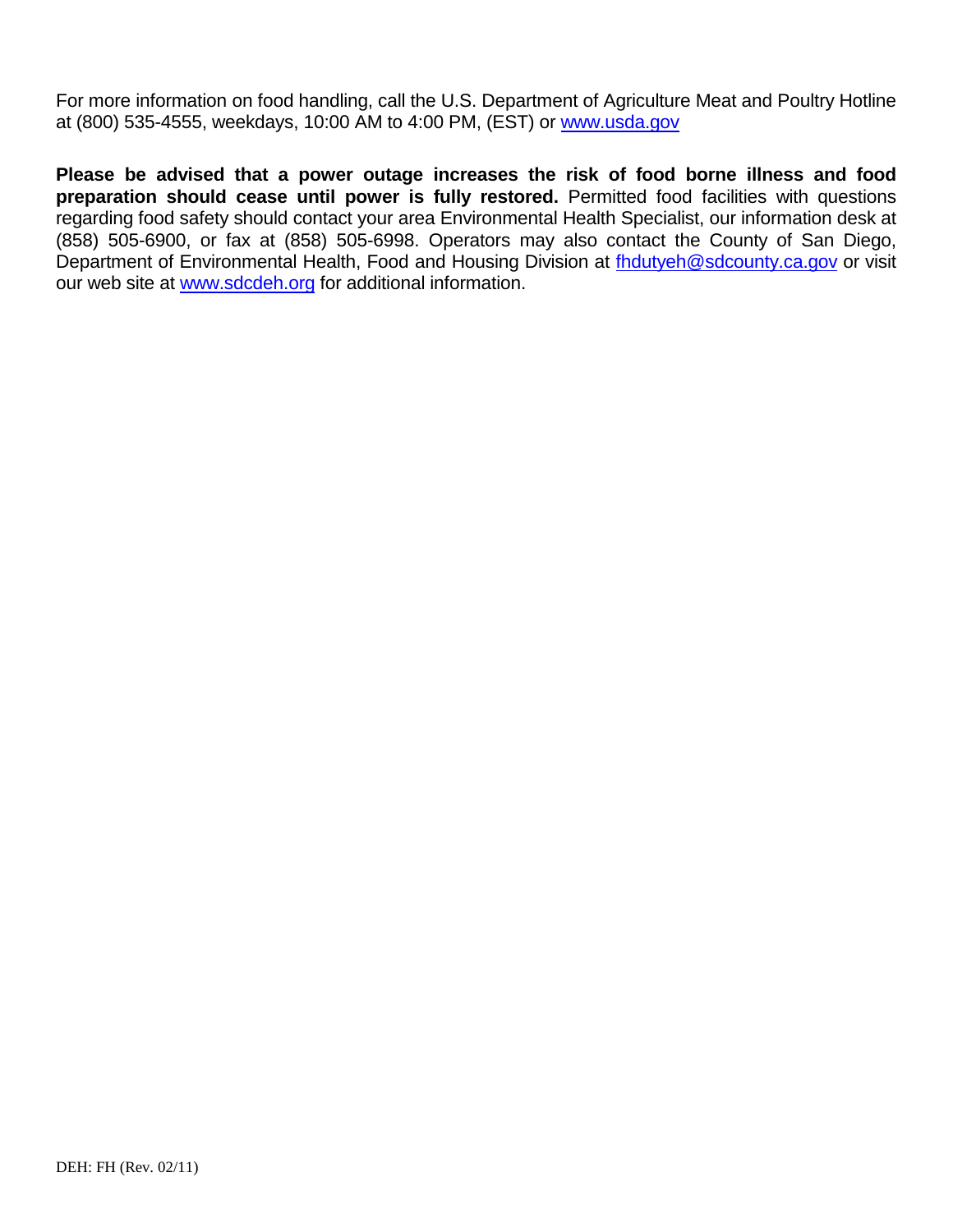For more information on food handling, call the U.S. Department of Agriculture Meat and Poultry Hotline at (800) 535-4555, weekdays, 10:00 AM to 4:00 PM, (EST) or www.usda.gov

**Please be advised that a power outage increases the risk of food borne illness and food preparation should cease until power is fully restored.** Permitted food facilities with questions regarding food safety should contact your area Environmental Health Specialist, our information desk at (858) 505-6900, or fax at (858) 505-6998. Operators may also contact the County of San Diego, Department of Environmental Health, Food and Housing Division at fhdutyeh@sdcounty.ca.gov or visit our web site at www.sdcdeh.org for additional information.

DEH: FH (Rev. 02/11)